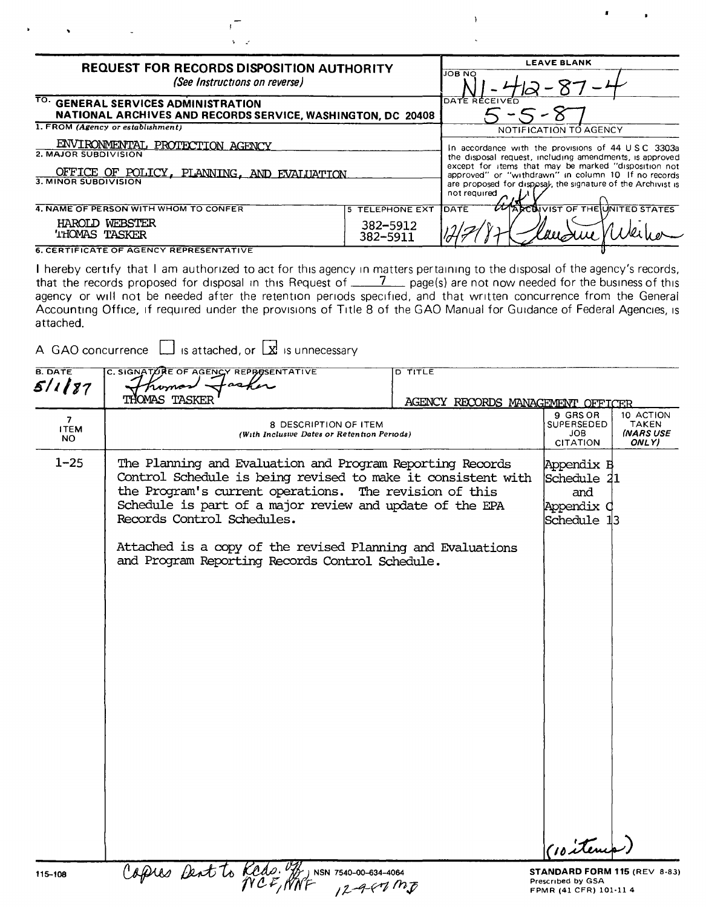## REQUEST FOR RECORDS DISPOSITION AUTHORITY

*(See Instructions on reverse)*

**LEAVE BLANK**

JOB NO: N1-412-87-4

DATE RECEIVED: 5-5-87

TO: **GENERAL SERVICES ADMINISTRATION**
**NATIONAL ARCHIVES AND RECORDS SERVICE, WASHINGTON, DC 20408**

1. FROM *(Agency or establishment)*: ENVIRONMENTAL PROTECTION AGENCY

2. MAJOR SUBDIVISION: OFFICE OF POLICY, PLANNING, AND EVALUATION

3. MINOR SUBDIVISION:

4. NAME OF PERSON WITH WHOM TO CONFER: HAROLD WEBSTER, THOMAS TASKER

5. TELEPHONE EXT: 382-5912, 382-5911

**NOTIFICATION TO AGENCY**

In accordance with the provisions of 44 U S C 3303a the disposal request, including amendments, is approved except for items that may be marked "disposition not approved" or "withdrawn" in column 10. If no records are proposed for disposal, the signature of the Archivist is not required

DATE: 12/7/87 ARCHIVIST OF THE UNITED STATES: *[signature]*

**6. CERTIFICATE OF AGENCY REPRESENTATIVE**

I hereby certify that I am authorized to act for this agency in matters pertaining to the disposal of the agency's records, that the records proposed for disposal in this Request of 7 page(s) are not now needed for the business of this agency or will not be needed after the retention periods specified, and that written concurrence from the General Accounting Office, if required under the provisions of Title 8 of the GAO Manual for Guidance of Federal Agencies, is attached.

A GAO concurrence ☐ is attached, or ☒ is unnecessary

| B. DATE | C. SIGNATURE OF AGENCY REPRESENTATIVE | D. TITLE |
|---|---|---|
| 5/1/87 | *[signature]* THOMAS TASKER | AGENCY RECORDS MANAGEMENT OFFICER |

| 7. ITEM NO. | 8. DESCRIPTION OF ITEM *(With Inclusive Dates or Retention Periods)* | 9. GRS OR SUPERSEDED JOB CITATION | 10. ACTION TAKEN *(NARS USE ONLY)* |
|---|---|---|---|
| 1-25 | The Planning and Evaluation and Program Reporting Records Control Schedule is being revised to make it consistent with the Program's current operations. The revision of this Schedule is part of a major review and update of the EPA Records Control Schedules.<br><br>Attached is a copy of the revised Planning and Evaluations and Program Reporting Records Control Schedule. | Appendix B Schedule 21 and Appendix C Schedule 13 | |
| | | (10 items) | |

Copies Sent to Recds. Off., NCF, NNF 12-9-87 MJ

115-108 NSN 7540-00-634-4064

**STANDARD FORM 115** (REV 8-83)
Prescribed by GSA
FPMR (41 CFR) 101-11 4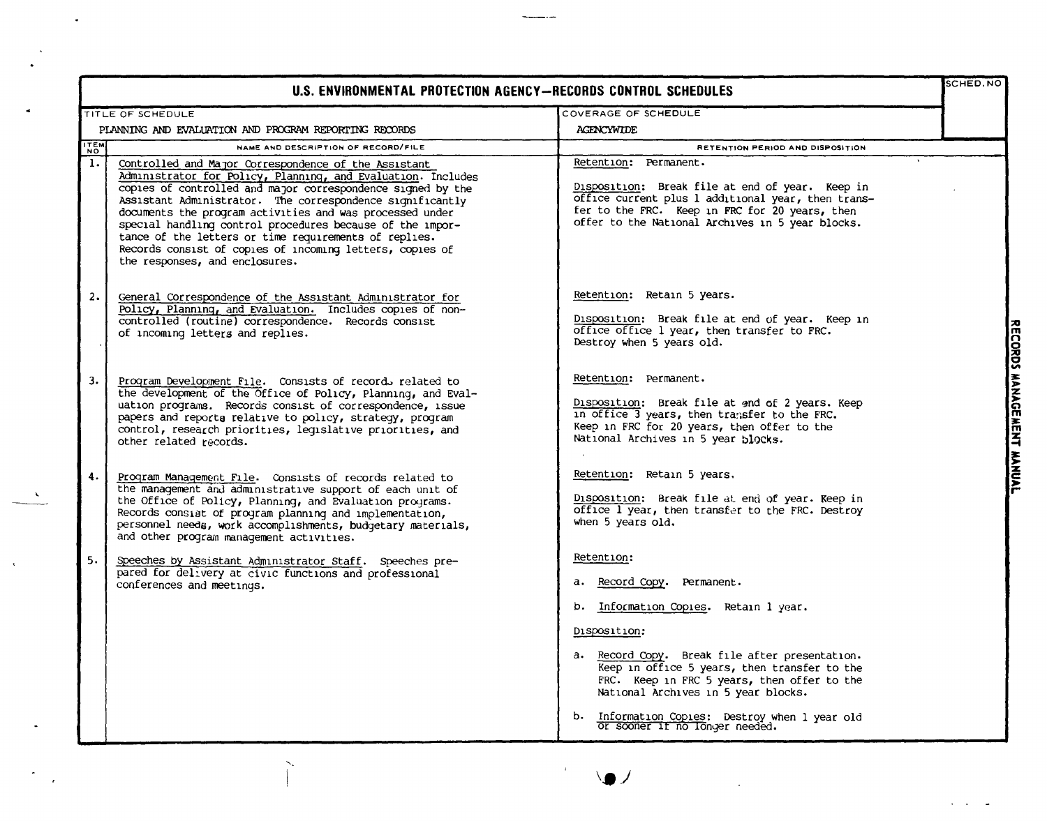# U.S. ENVIRONMENTAL PROTECTION AGENCY—RECORDS CONTROL SCHEDULES

| TITLE OF SCHEDULE | COVERAGE OF SCHEDULE | SCHED. NO |
|---|---|---|
| PLANNING AND EVALUATION AND PROGRAM REPORTING RECORDS | AGENCYWIDE | |

| ITEM NO | NAME AND DESCRIPTION OF RECORD/FILE | RETENTION PERIOD AND DISPOSITION |
|---|---|---|
| 1. | Controlled and Major Correspondence of the Assistant Administrator for Policy, Planning, and Evaluation. Includes copies of controlled and major correspondence signed by the Assistant Administrator. The correspondence significantly documents the program activities and was processed under special handling control procedures because of the importance of the letters or time requirements of replies. Records consist of copies of incoming letters, copies of the responses, and enclosures. | Retention: Permanent.<br><br>Disposition: Break file at end of year. Keep in office current plus 1 additional year, then transfer to the FRC. Keep in FRC for 20 years, then offer to the National Archives in 5 year blocks. |
| 2. | General Correspondence of the Assistant Administrator for Policy, Planning, and Evaluation. Includes copies of non-controlled (routine) correspondence. Records consist of incoming letters and replies. | Retention: Retain 5 years.<br><br>Disposition: Break file at end of year. Keep in office office 1 year, then transfer to FRC. Destroy when 5 years old. |
| 3. | Program Development File. Consists of records related to the development of the Office of Policy, Planning, and Evaluation programs. Records consist of correspondence, issue papers and reports relative to policy, strategy, program control, research priorities, legislative priorities, and other related records. | Retention: Permanent.<br><br>Disposition: Break file at end of 2 years. Keep in office 3 years, then transfer to the FRC. Keep in FRC for 20 years, then offer to the National Archives in 5 year blocks. |
| 4. | Program Management File. Consists of records related to the management and administrative support of each unit of the Office of Policy, Planning, and Evaluation programs. Records consist of program planning and implementation, personnel needs, work accomplishments, budgetary materials, and other program management activities. | Retention: Retain 5 years.<br><br>Disposition: Break file at end of year. Keep in office 1 year, then transfer to the FRC. Destroy when 5 years old. |
| 5. | Speeches by Assistant Administrator Staff. Speeches prepared for delivery at civic functions and professional conferences and meetings. | Retention:<br><br>a. Record Copy. Permanent.<br><br>b. Information Copies. Retain 1 year.<br><br>Disposition:<br><br>a. Record Copy. Break file after presentation. Keep in office 5 years, then transfer to the FRC. Keep in FRC 5 years, then offer to the National Archives in 5 year blocks.<br><br>b. Information Copies: Destroy when 1 year old or sooner if no longer needed. |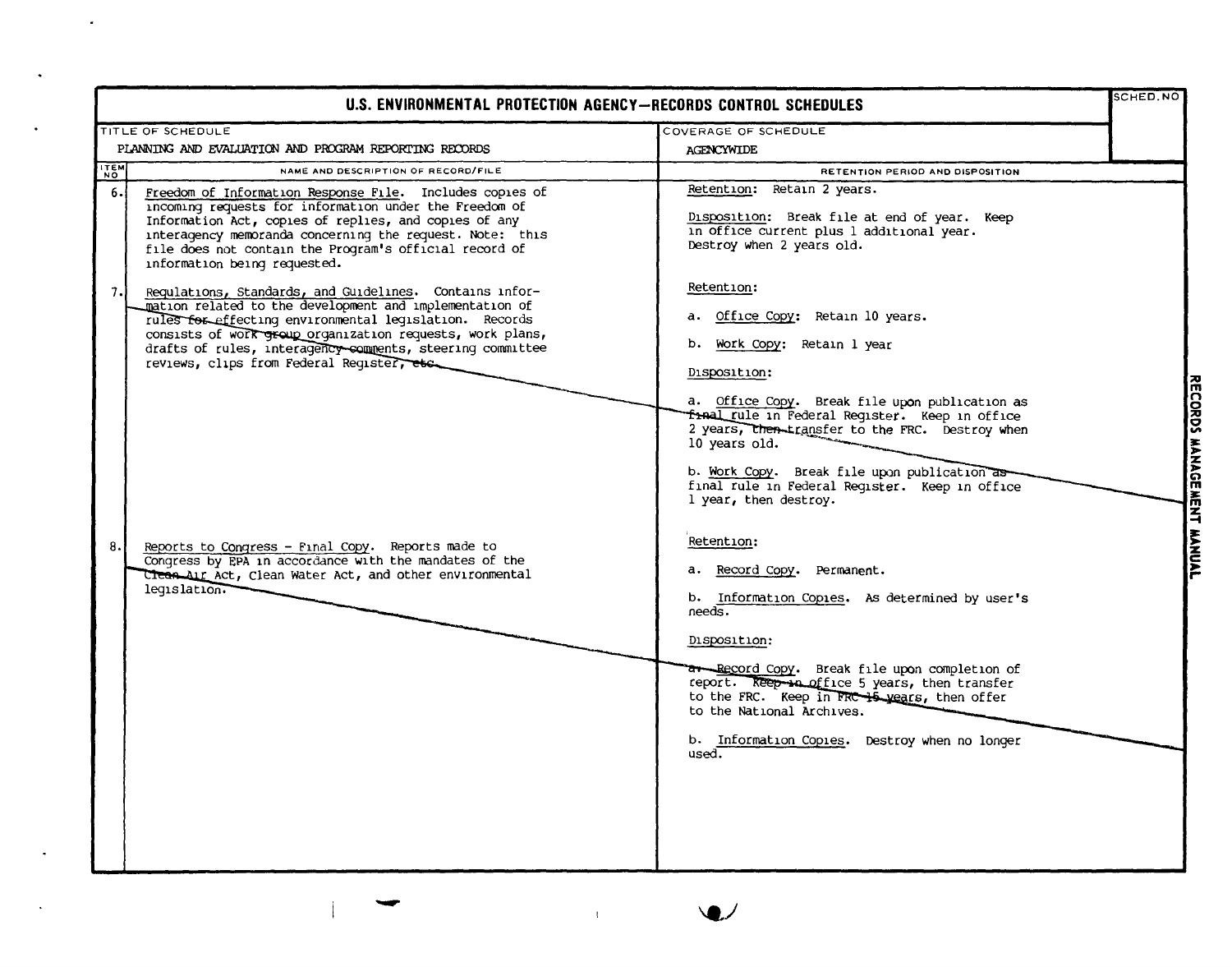# U.S. ENVIRONMENTAL PROTECTION AGENCY—RECORDS CONTROL SCHEDULES

| TITLE OF SCHEDULE | COVERAGE OF SCHEDULE | SCHED. NO |
|---|---|---|
| PLANNING AND EVALUATION AND PROGRAM REPORTING RECORDS | AGENCYWIDE | |

| ITEM NO | NAME AND DESCRIPTION OF RECORD/FILE | RETENTION PERIOD AND DISPOSITION |
|---|---|---|
| 6. | Freedom of Information Response File. Includes copies of incoming requests for information under the Freedom of Information Act, copies of replies, and copies of any interagency memoranda concerning the request. Note: this file does not contain the Program's official record of information being requested. | Retention: Retain 2 years.<br><br>Disposition: Break file at end of year. Keep in office current plus 1 additional year. Destroy when 2 years old. |
| 7. | Regulations, Standards, and Guidelines. Contains information related to the development and implementation of rules for effecting environmental legislation. Records consists of work group organization requests, work plans, drafts of rules, interagency comments, steering committee reviews, clips from Federal Register, etc. | Retention:<br><br>a. Office Copy: Retain 10 years.<br><br>b. Work Copy: Retain 1 year<br><br>Disposition:<br><br>a. Office Copy. Break file upon publication as final rule in Federal Register. Keep in office 2 years, then transfer to the FRC. Destroy when 10 years old.<br><br>b. Work Copy. Break file upon publication as final rule in Federal Register. Keep in office 1 year, then destroy. |
| 8. | Reports to Congress - Final Copy. Reports made to Congress by EPA in accordance with the mandates of the Clean Air Act, Clean Water Act, and other environmental legislation. | Retention:<br><br>a. Record Copy. Permanent.<br><br>b. Information Copies. As determined by user's needs.<br><br>Disposition:<br><br>a. Record Copy. Break file upon completion of report. Keep in office 5 years, then transfer to the FRC. Keep in FRC 15 years, then offer to the National Archives.<br><br>b. Information Copies. Destroy when no longer used. |

RECORDS MANAGEMENT MANUAL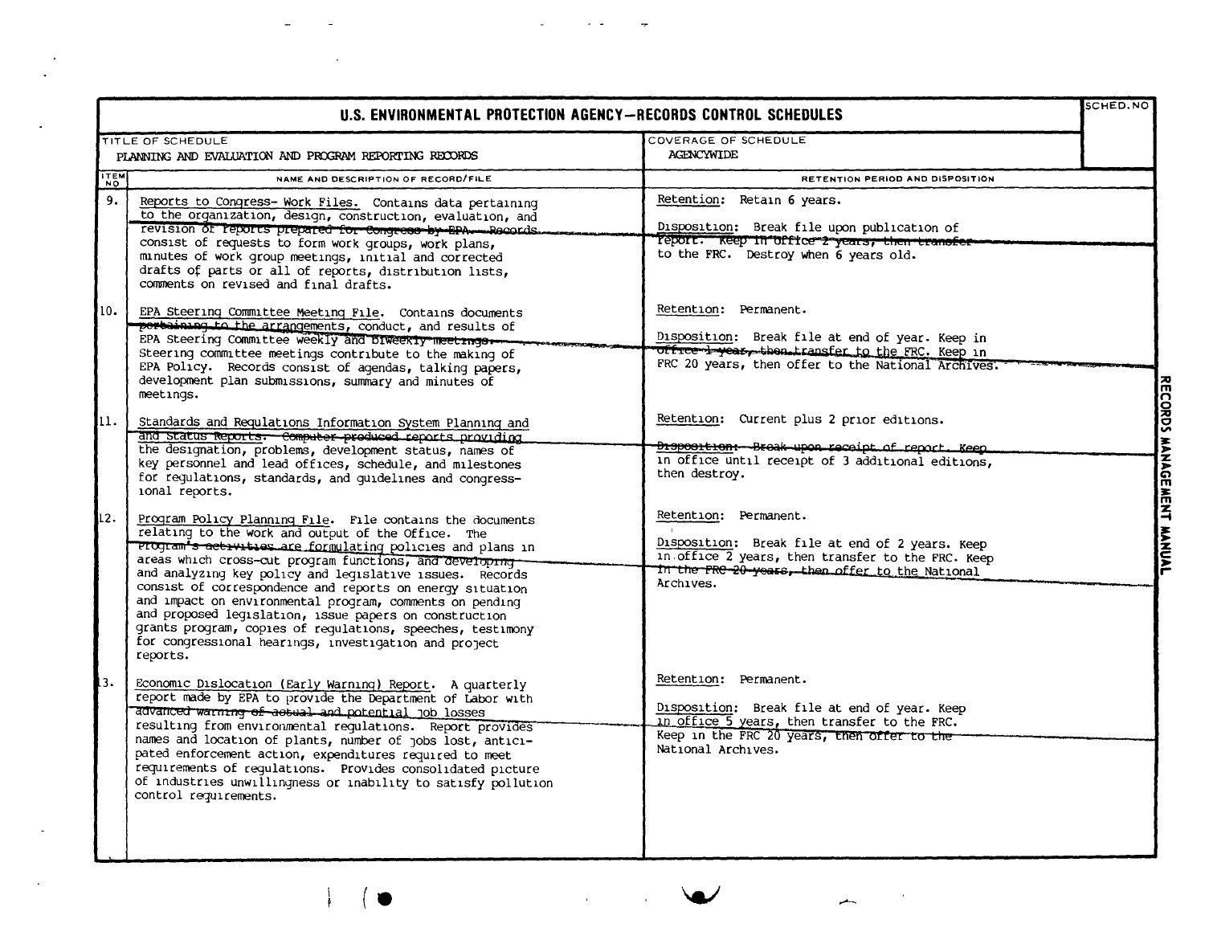**U.S. ENVIRONMENTAL PROTECTION AGENCY—RECORDS CONTROL SCHEDULES**

SCHED. NO

| TITLE OF SCHEDULE | COVERAGE OF SCHEDULE |
|---|---|
| PLANNING AND EVALUATION AND PROGRAM REPORTING RECORDS | AGENCYWIDE |

| ITEM NO | NAME AND DESCRIPTION OF RECORD/FILE | RETENTION PERIOD AND DISPOSITION |
|---|---|---|
| 9. | Reports to Congress- Work Files. Contains data pertaining to the organization, design, construction, evaluation, and revision of reports prepared for Congress by EPA. Records consist of requests to form work groups, work plans, minutes of work group meetings, initial and corrected drafts of parts or all of reports, distribution lists, comments on revised and final drafts. | Retention: Retain 6 years.<br><br>Disposition: Break file upon publication of report. Keep in office 2 years, then transfer to the FRC. Destroy when 6 years old. |
| 10. | EPA Steering Committee Meeting File. Contains documents pertaining to the arrangements, conduct, and results of EPA Steering Committee weekly and biweekly meetings. Steering committee meetings contribute to the making of EPA Policy. Records consist of agendas, talking papers, development plan submissions, summary and minutes of meetings. | Retention: Permanent.<br><br>Disposition: Break file at end of year. Keep in office 1 year, then transfer to the FRC. Keep in FRC 20 years, then offer to the National Archives. |
| 11. | Standards and Regulations Information System Planning and and Status Reports. Computer produced reports providing the designation, problems, development status, names of key personnel and lead offices, schedule, and milestones for regulations, standards, and guidelines and congressional reports. | Retention: Current plus 2 prior editions.<br><br>Disposition: Break upon receipt of report. Keep in office until receipt of 3 additional editions, then destroy. |
| 12. | Program Policy Planning File. File contains the documents relating to the work and output of the Office. The Program's activities are formulating policies and plans in areas which cross-cut program functions, and developing and analyzing key policy and legislative issues. Records consist of correspondence and reports on energy situation and impact on environmental program, comments on pending and proposed legislation, issue papers on construction grants program, copies of regulations, speeches, testimony for congressional hearings, investigation and project reports. | Retention: Permanent.<br><br>Disposition: Break file at end of 2 years. Keep in office 2 years, then transfer to the FRC. Keep in the FRC 20 years, then offer to the National Archives. |
| 13. | Economic Dislocation (Early Warning) Report. A quarterly report made by EPA to provide the Department of Labor with advanced warning of actual and potential job losses resulting from environmental regulations. Report provides names and location of plants, number of jobs lost, anticipated enforcement action, expenditures required to meet requirements of regulations. Provides consolidated picture of industries unwillingness or inability to satisfy pollution control requirements. | Retention: Permanent.<br><br>Disposition: Break file at end of year. Keep in office 5 years, then transfer to the FRC. Keep in the FRC 20 years, then offer to the National Archives. |

RECORDS MANAGEMENT MANUAL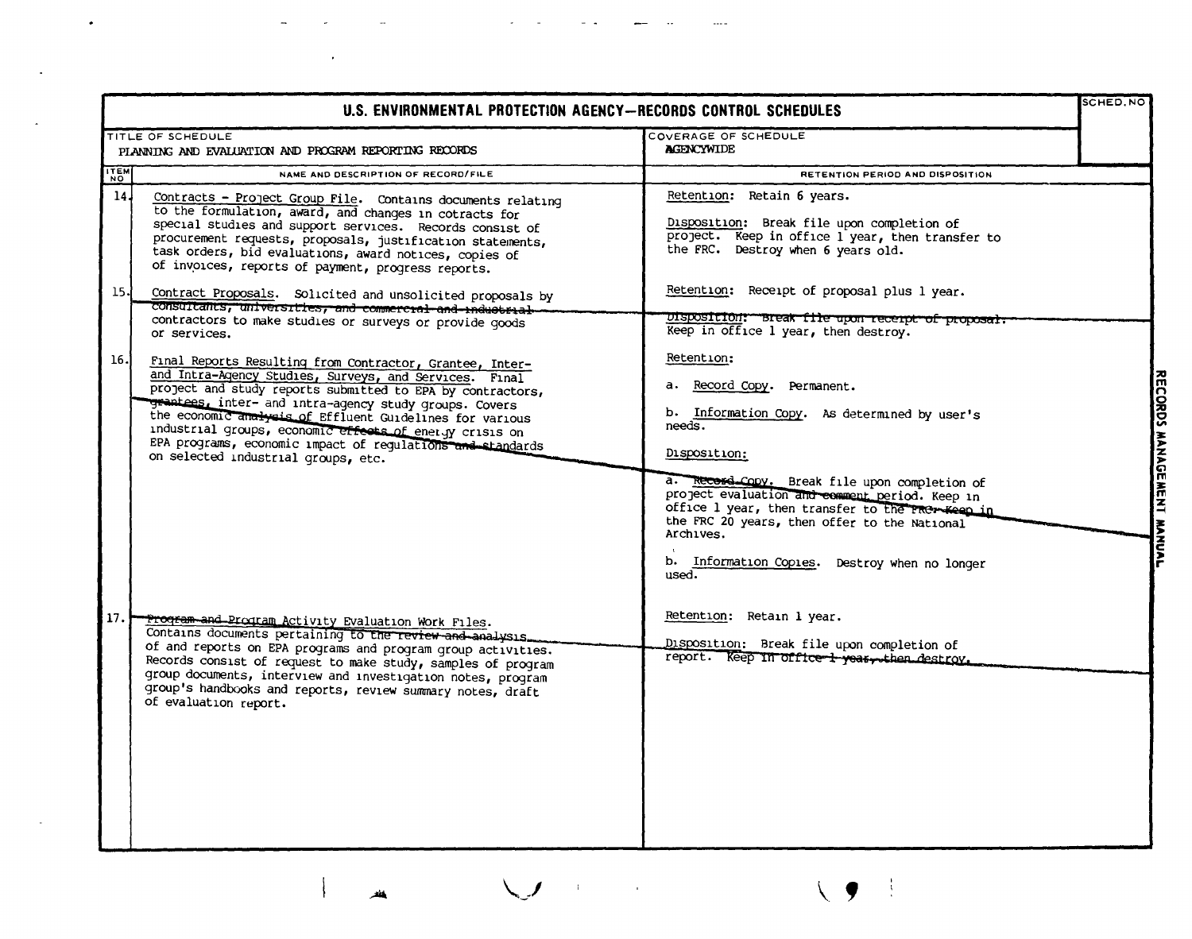# U.S. ENVIRONMENTAL PROTECTION AGENCY—RECORDS CONTROL SCHEDULES

| TITLE OF SCHEDULE | COVERAGE OF SCHEDULE | SCHED. NO |
|---|---|---|
| PLANNING AND EVALUATION AND PROGRAM REPORTING RECORDS | AGENCYWIDE | |

| ITEM NO | NAME AND DESCRIPTION OF RECORD/FILE | RETENTION PERIOD AND DISPOSITION |
|---|---|---|
| 14. | Contracts - Project Group File. Contains documents relating to the formulation, award, and changes in cotracts for special studies and support services. Records consist of procurement requests, proposals, justification statements, task orders, bid evaluations, award notices, copies of of invoices, reports of payment, progress reports. | Retention: Retain 6 years.<br><br>Disposition: Break file upon completion of project. Keep in office 1 year, then transfer to the FRC. Destroy when 6 years old. |
| 15. | Contract Proposals. Solicited and unsolicited proposals by consultants, universities, and commercial and industrial contractors to make studies or surveys or provide goods or services. | Retention: Receipt of proposal plus 1 year.<br><br>Disposition: Break file upon receipt of proposal. Keep in office 1 year, then destroy. |
| 16. | Final Reports Resulting from Contractor, Grantee, Inter- and Intra-Agency Studies, Surveys, and Services. Final project and study reports submitted to EPA by contractors, grantees, inter- and intra-agency study groups. Covers the economic analysis of Effluent Guidelines for various industrial groups, economic effects of energy crisis on EPA programs, economic impact of regulations and standards on selected industrial groups, etc. | Retention:<br><br>a. Record Copy. Permanent.<br><br>b. Information Copy. As determined by user's needs.<br><br>Disposition:<br><br>a. Record Copy. Break file upon completion of project evaluation and comment period. Keep in office 1 year, then transfer to the FRC. Keep in the FRC 20 years, then offer to the National Archives.<br><br>b. Information Copies. Destroy when no longer used. |
| 17. | Program and Program Activity Evaluation Work Files. Contains documents pertaining to the review and analysis of and reports on EPA programs and program group activities. Records consist of request to make study, samples of program group documents, interview and investigation notes, program group's handbooks and reports, review summary notes, draft of evaluation report. | Retention: Retain 1 year.<br><br>Disposition: Break file upon completion of report. Keep in office 1 year, then destroy. |

RECORDS MANAGEMENT MANUAL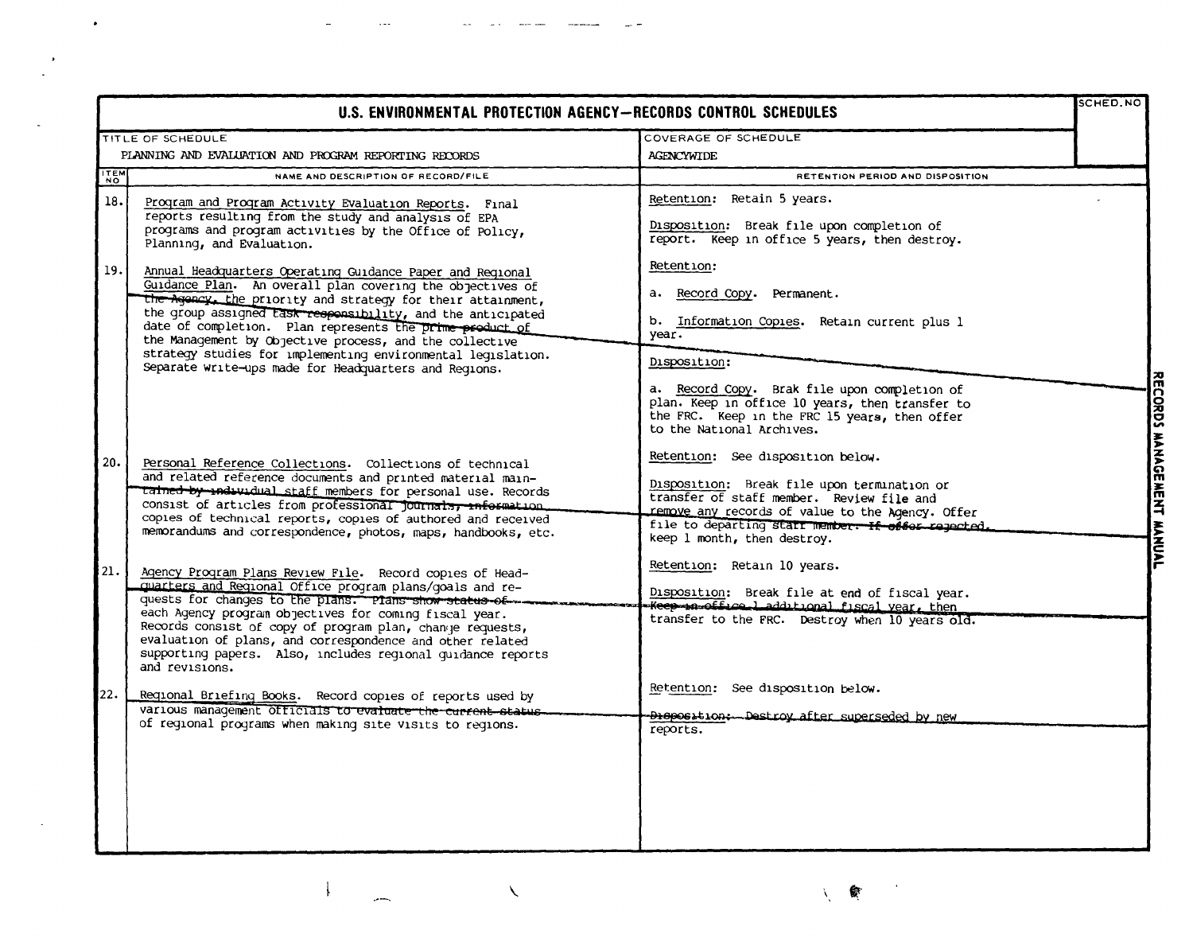# U.S. ENVIRONMENTAL PROTECTION AGENCY—RECORDS CONTROL SCHEDULES

| TITLE OF SCHEDULE | COVERAGE OF SCHEDULE | SCHED. NO |
|---|---|---|
| PLANNING AND EVALUATION AND PROGRAM REPORTING RECORDS | AGENCYWIDE | |

| ITEM NO | NAME AND DESCRIPTION OF RECORD/FILE | RETENTION PERIOD AND DISPOSITION |
|---|---|---|
| 18. | Program and Program Activity Evaluation Reports. Final reports resulting from the study and analysis of EPA programs and program activities by the Office of Policy, Planning, and Evaluation. | Retention: Retain 5 years.<br><br>Disposition: Break file upon completion of report. Keep in office 5 years, then destroy. |
| 19. | Annual Headquarters Operating Guidance Paper and Regional Guidance Plan. An overall plan covering the objectives of the Agency, the priority and strategy for their attainment, the group assigned task responsibility, and the anticipated date of completion. Plan represents the prime product of the Management by Objective process, and the collective strategy studies for implementing environmental legislation. Separate write-ups made for Headquarters and Regions. | Retention:<br><br>a. Record Copy. Permanent.<br><br>b. Information Copies. Retain current plus 1 year.<br><br>Disposition:<br><br>a. Record Copy. Brak file upon completion of plan. Keep in office 10 years, then transfer to the FRC. Keep in the FRC 15 years, then offer to the National Archives. |
| 20. | Personal Reference Collections. Collections of technical and related reference documents and printed material maintained by individual staff members for personal use. Records consist of articles from professional journals, information copies of technical reports, copies of authored and received memorandums and correspondence, photos, maps, handbooks, etc. | Retention: See disposition below.<br><br>Disposition: Break file upon termination or transfer of staff member. Review file and remove any records of value to the Agency. Offer file to departing staff member. If offer rejected, keep 1 month, then destroy. |
| 21. | Agency Program Plans Review File. Record copies of Headquarters and Regional Office program plans/goals and requests for changes to the plans. Plans show status of each Agency program objectives for coming fiscal year. Records consist of copy of program plan, change requests, evaluation of plans, and correspondence and other related supporting papers. Also, includes regional guidance reports and revisions. | Retention: Retain 10 years.<br><br>Disposition: Break file at end of fiscal year. Keep in office 1 additional fiscal year, then transfer to the FRC. Destroy when 10 years old. |
| 22. | Regional Briefing Books. Record copies of reports used by various management officials to evaluate the current status of regional programs when making site visits to regions. | Retention: See disposition below.<br><br>Disposition: Destroy after superseded by new reports. |

RECORDS MANAGEMENT MANUAL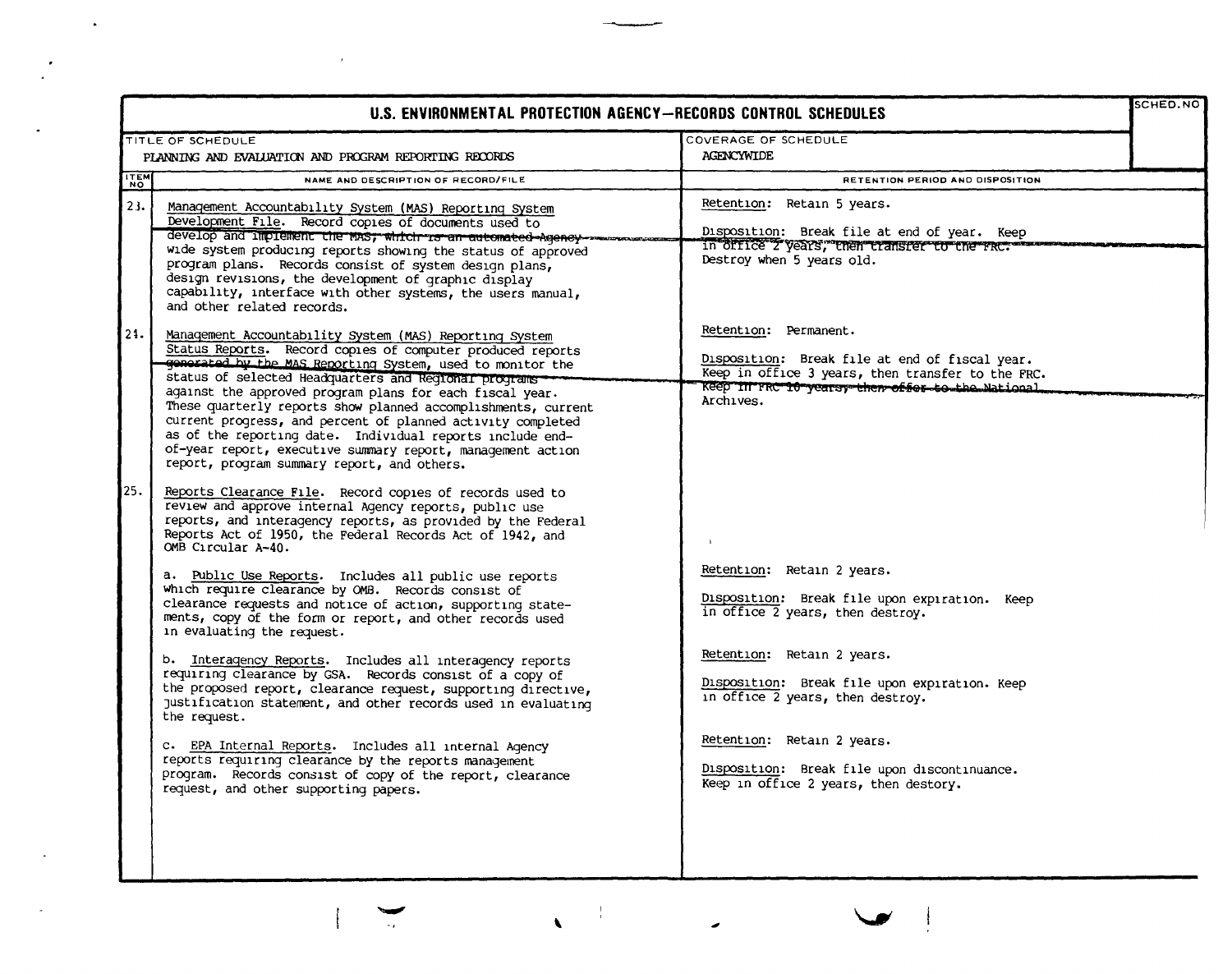## U.S. ENVIRONMENTAL PROTECTION AGENCY—RECORDS CONTROL SCHEDULES

| TITLE OF SCHEDULE | COVERAGE OF SCHEDULE | SCHED. NO |
|---|---|---|
| PLANNING AND EVALUATION AND PROGRAM REPORTING RECORDS | AGENCYWIDE | |

| ITEM NO | NAME AND DESCRIPTION OF RECORD/FILE | RETENTION PERIOD AND DISPOSITION |
|---|---|---|
| 23. | Management Accountability System (MAS) Reporting System Development File. Record copies of documents used to develop and implement the MAS, which is an automated Agency-wide system producing reports showing the status of approved program plans. Records consist of system design plans, design revisions, the development of graphic display capability, interface with other systems, the users manual, and other related records. | Retention: Retain 5 years.<br><br>Disposition: Break file at end of year. Keep in office 2 years, then transfer to the FRC. Destroy when 5 years old. |
| 24. | Management Accountability System (MAS) Reporting System Status Reports. Record copies of computer produced reports generated by the MAS Reporting System, used to monitor the status of selected Headquarters and Regional programs against the approved program plans for each fiscal year. These quarterly reports show planned accomplishments, current current progress, and percent of planned activity completed as of the reporting date. Individual reports include end-of-year report, executive summary report, management action report, program summary report, and others. | Retention: Permanent.<br><br>Disposition: Break file at end of fiscal year. Keep in office 3 years, then transfer to the FRC. Keep in FRC 10 years, then offer to the National Archives. |
| 25. | Reports Clearance File. Record copies of records used to review and approve internal Agency reports, public use reports, and interagency reports, as provided by the Federal Reports Act of 1950, the Federal Records Act of 1942, and OMB Circular A-40. | |
| | a. Public Use Reports. Includes all public use reports which require clearance by OMB. Records consist of clearance requests and notice of action, supporting statements, copy of the form or report, and other records used in evaluating the request. | Retention: Retain 2 years.<br><br>Disposition: Break file upon expiration. Keep in office 2 years, then destroy. |
| | b. Interagency Reports. Includes all interagency reports requiring clearance by GSA. Records consist of a copy of the proposed report, clearance request, supporting directive, justification statement, and other records used in evaluating the request. | Retention: Retain 2 years.<br><br>Disposition: Break file upon expiration. Keep in office 2 years, then destroy. |
| | c. EPA Internal Reports. Includes all internal Agency reports requiring clearance by the reports management program. Records consist of copy of the report, clearance request, and other supporting papers. | Retention: Retain 2 years.<br><br>Disposition: Break file upon discontinuance. Keep in office 2 years, then destory. |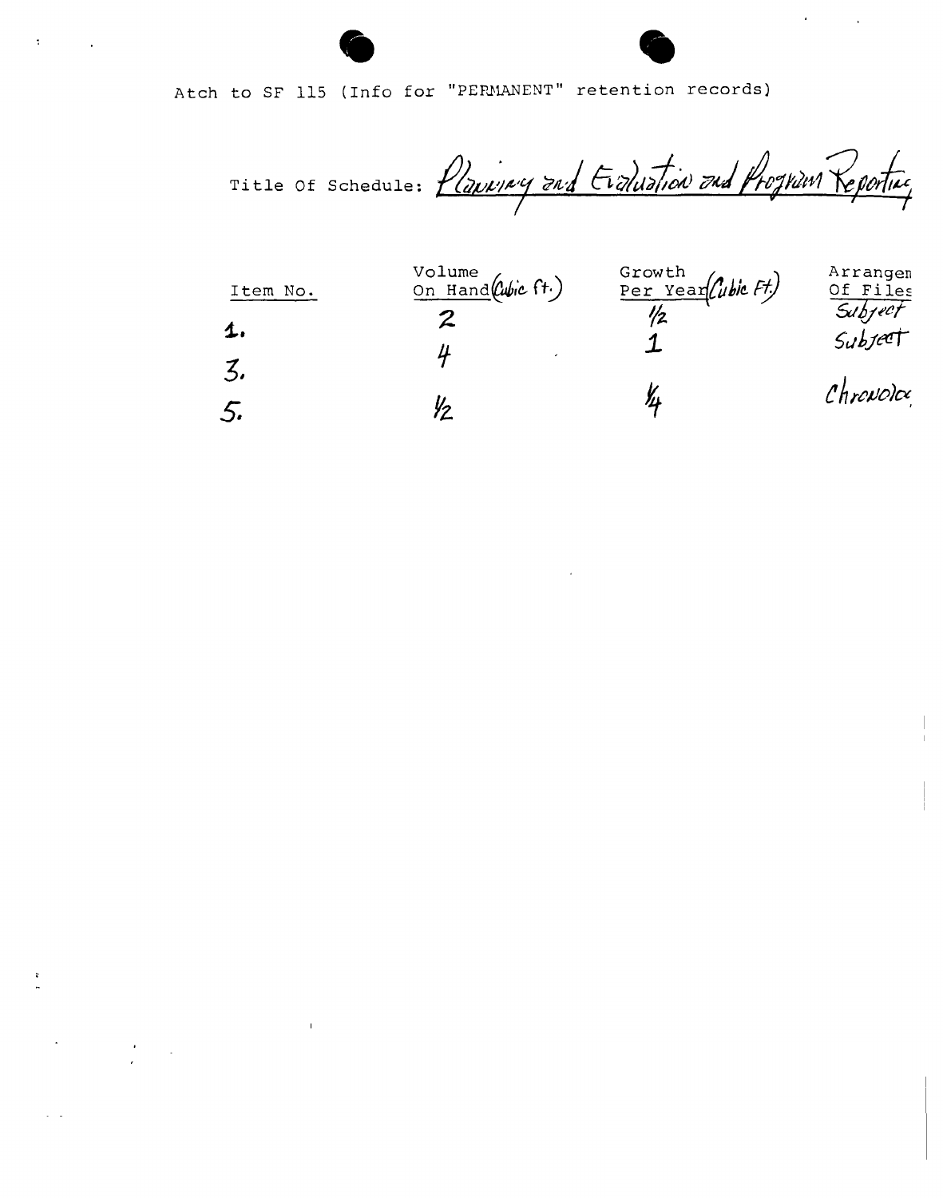Atch to SF 115 (Info for "PERMANENT" retention records)

Title Of Schedule: Planning and Evaluation and Program Reporting

| Item No. | Volume On Hand (Cubic ft.) | Growth Per Year (Cubic Ft.) | Arrangen Of Files |
| --- | --- | --- | --- |
| 1. | 2 | 1/2 | Subject |
| 3. | 4 | 1 | Subject |
| 5. | 1/2 | 1/4 | Chronolo |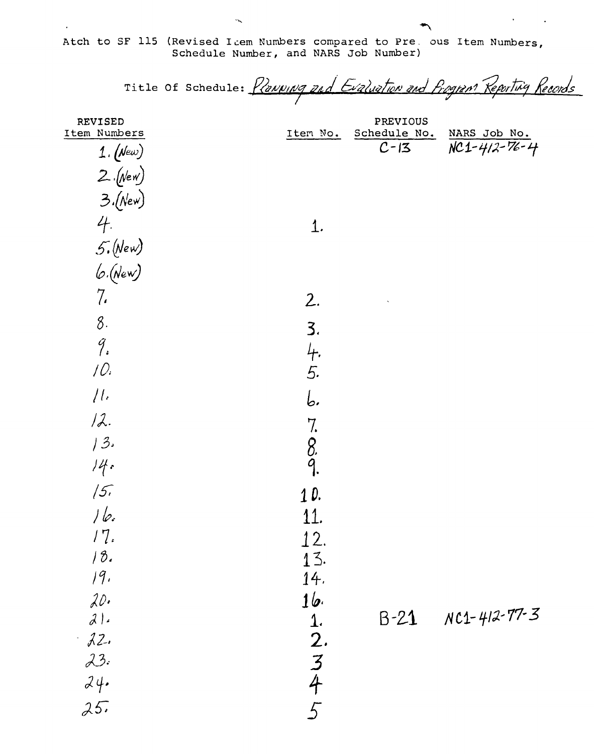Atch to SF 115 (Revised Item Numbers compared to Previous Item Numbers, Schedule Number, and NARS Job Number)

Title Of Schedule: Planning and Evaluation and Program Reporting Records

| REVISED | PREVIOUS | | |
|---|---|---|---|
| Item Numbers | Item No. | Schedule No. | NARS Job No. |
| 1. (New) | | C-13 | NC1-412-76-4 |
| 2. (New) | | | |
| 3. (New) | | | |
| 4. | 1. | | |
| 5. (New) | | | |
| 6. (New) | | | |
| 7. | 2. | | |
| 8. | 3. | | |
| 9. | 4. | | |
| 10. | 5. | | |
| 11. | 6. | | |
| 12. | 7. | | |
| 13. | 8. | | |
| 14. | 9. | | |
| 15. | 10. | | |
| 16. | 11. | | |
| 17. | 12. | | |
| 18. | 13. | | |
| 19. | 14. | | |
| 20. | 16. | | |
| 21. | 1. | B-21 | NC1-412-77-3 |
| 22. | 2. | | |
| 23. | 3 | | |
| 24. | 4 | | |
| 25. | 5 | | |